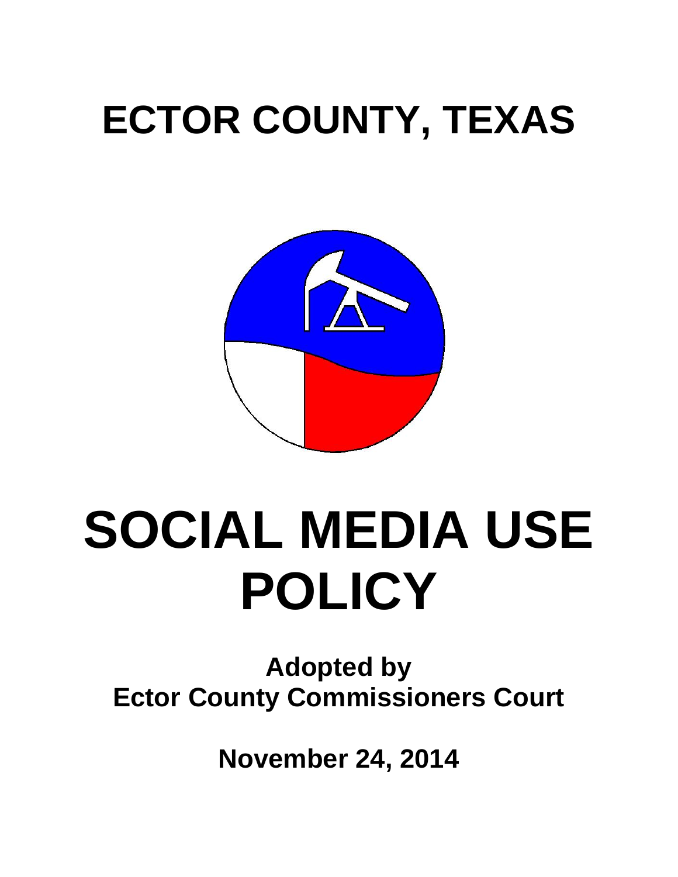# ECTOR COUNTY, TEXAS

# SOCIAL MEDIA USE POLICY

**Adopted by**
**Ector County Commissioners Court**

**November 24, 2014**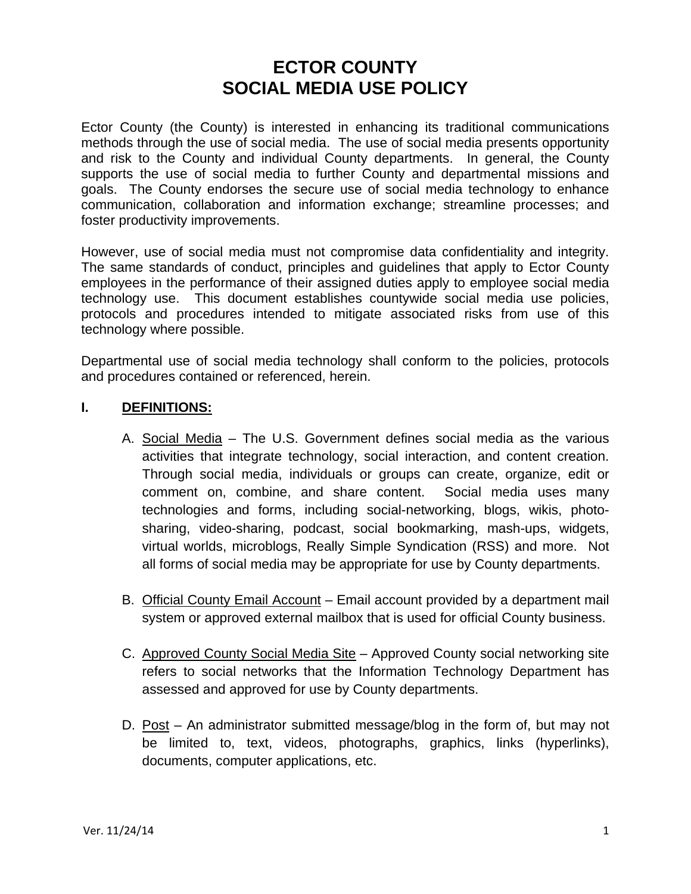# ECTOR COUNTY
# SOCIAL MEDIA USE POLICY

Ector County (the County) is interested in enhancing its traditional communications methods through the use of social media. The use of social media presents opportunity and risk to the County and individual County departments. In general, the County supports the use of social media to further County and departmental missions and goals. The County endorses the secure use of social media technology to enhance communication, collaboration and information exchange; streamline processes; and foster productivity improvements.

However, use of social media must not compromise data confidentiality and integrity. The same standards of conduct, principles and guidelines that apply to Ector County employees in the performance of their assigned duties apply to employee social media technology use. This document establishes countywide social media use policies, protocols and procedures intended to mitigate associated risks from use of this technology where possible.

Departmental use of social media technology shall conform to the policies, protocols and procedures contained or referenced, herein.

## I. DEFINITIONS:

A. Social Media – The U.S. Government defines social media as the various activities that integrate technology, social interaction, and content creation. Through social media, individuals or groups can create, organize, edit or comment on, combine, and share content. Social media uses many technologies and forms, including social-networking, blogs, wikis, photo-sharing, video-sharing, podcast, social bookmarking, mash-ups, widgets, virtual worlds, microblogs, Really Simple Syndication (RSS) and more. Not all forms of social media may be appropriate for use by County departments.

B. Official County Email Account – Email account provided by a department mail system or approved external mailbox that is used for official County business.

C. Approved County Social Media Site – Approved County social networking site refers to social networks that the Information Technology Department has assessed and approved for use by County departments.

D. Post – An administrator submitted message/blog in the form of, but may not be limited to, text, videos, photographs, graphics, links (hyperlinks), documents, computer applications, etc.

Ver. 11/24/14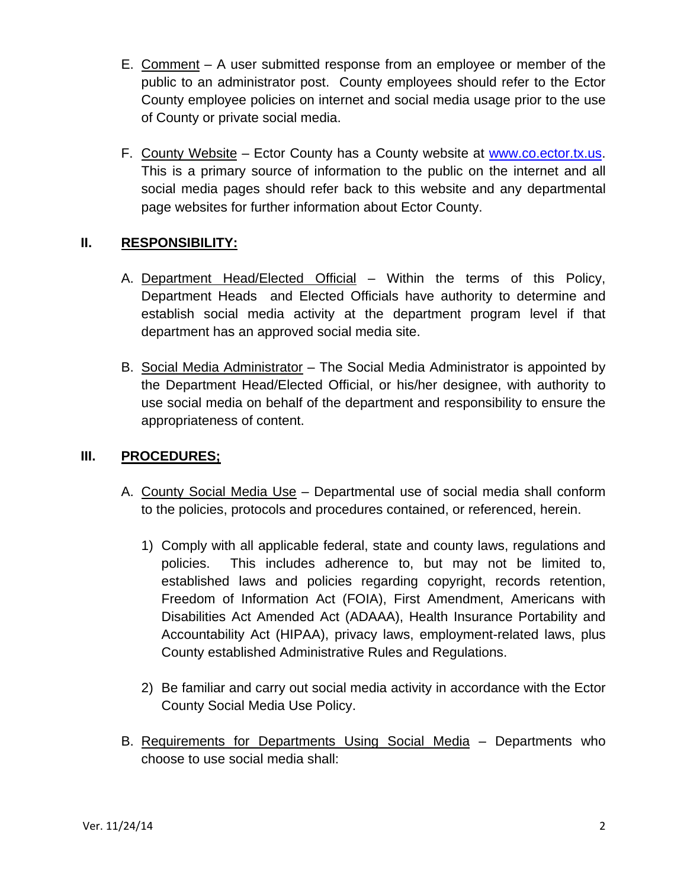E. <u>Comment</u> – A user submitted response from an employee or member of the public to an administrator post. County employees should refer to the Ector County employee policies on internet and social media usage prior to the use of County or private social media.

F. <u>County Website</u> – Ector County has a County website at [www.co.ector.tx.us](http://www.co.ector.tx.us). This is a primary source of information to the public on the internet and all social media pages should refer back to this website and any departmental page websites for further information about Ector County.

## II. RESPONSIBILITY:

A. <u>Department Head/Elected Official</u> – Within the terms of this Policy, Department Heads and Elected Officials have authority to determine and establish social media activity at the department program level if that department has an approved social media site.

B. <u>Social Media Administrator</u> – The Social Media Administrator is appointed by the Department Head/Elected Official, or his/her designee, with authority to use social media on behalf of the department and responsibility to ensure the appropriateness of content.

## III. PROCEDURES;

A. <u>County Social Media Use</u> – Departmental use of social media shall conform to the policies, protocols and procedures contained, or referenced, herein.

1) Comply with all applicable federal, state and county laws, regulations and policies. This includes adherence to, but may not be limited to, established laws and policies regarding copyright, records retention, Freedom of Information Act (FOIA), First Amendment, Americans with Disabilities Act Amended Act (ADAAA), Health Insurance Portability and Accountability Act (HIPAA), privacy laws, employment-related laws, plus County established Administrative Rules and Regulations.

2) Be familiar and carry out social media activity in accordance with the Ector County Social Media Use Policy.

B. <u>Requirements for Departments Using Social Media</u> – Departments who choose to use social media shall: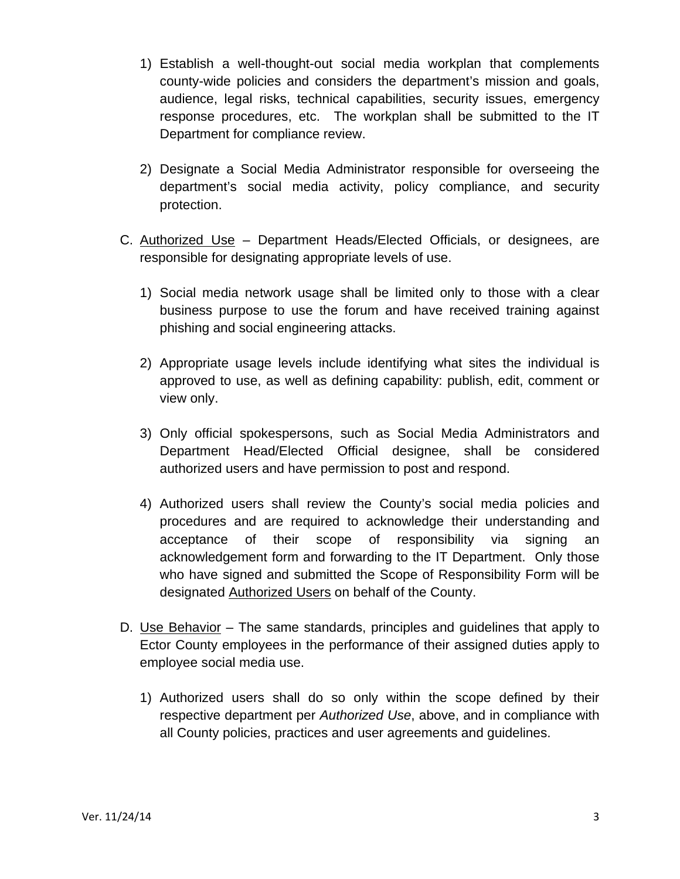1) Establish a well-thought-out social media workplan that complements county-wide policies and considers the department's mission and goals, audience, legal risks, technical capabilities, security issues, emergency response procedures, etc. The workplan shall be submitted to the IT Department for compliance review.

2) Designate a Social Media Administrator responsible for overseeing the department's social media activity, policy compliance, and security protection.

C. <u>Authorized Use</u> – Department Heads/Elected Officials, or designees, are responsible for designating appropriate levels of use.

   1) Social media network usage shall be limited only to those with a clear business purpose to use the forum and have received training against phishing and social engineering attacks.

   2) Appropriate usage levels include identifying what sites the individual is approved to use, as well as defining capability: publish, edit, comment or view only.

   3) Only official spokespersons, such as Social Media Administrators and Department Head/Elected Official designee, shall be considered authorized users and have permission to post and respond.

   4) Authorized users shall review the County's social media policies and procedures and are required to acknowledge their understanding and acceptance of their scope of responsibility via signing an acknowledgement form and forwarding to the IT Department. Only those who have signed and submitted the Scope of Responsibility Form will be designated <u>Authorized Users</u> on behalf of the County.

D. <u>Use Behavior</u> – The same standards, principles and guidelines that apply to Ector County employees in the performance of their assigned duties apply to employee social media use.

   1) Authorized users shall do so only within the scope defined by their respective department per *Authorized Use*, above, and in compliance with all County policies, practices and user agreements and guidelines.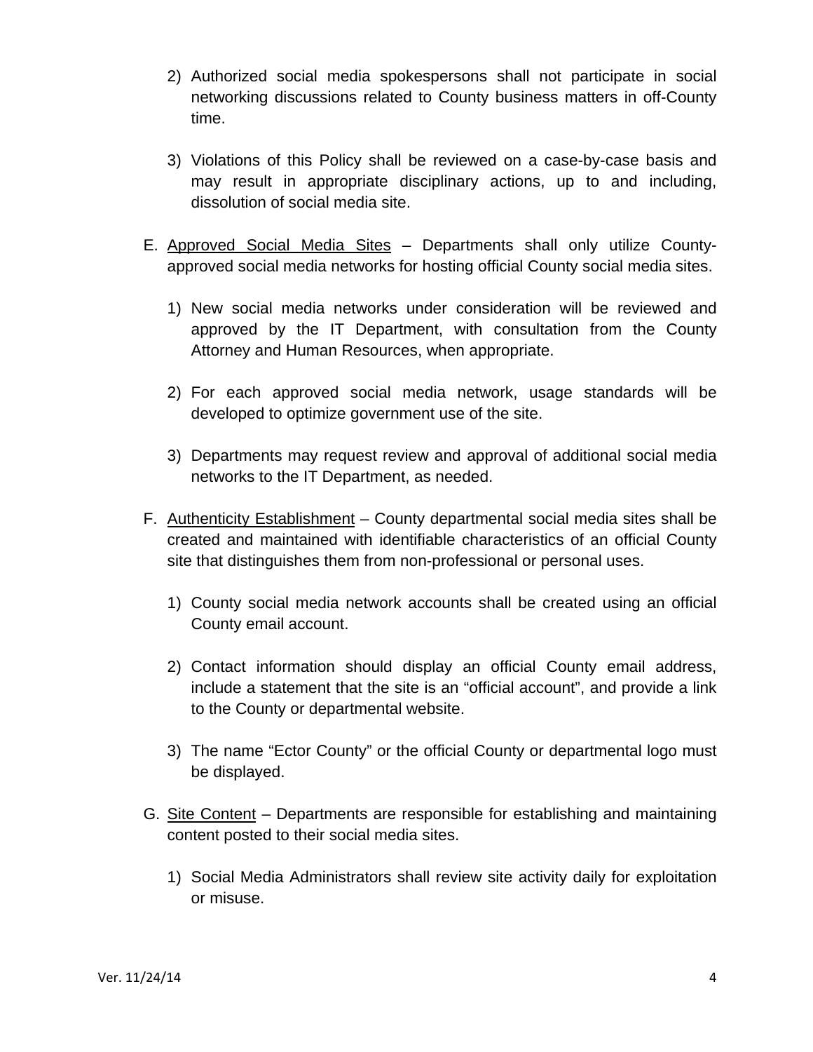2) Authorized social media spokespersons shall not participate in social networking discussions related to County business matters in off-County time.

3) Violations of this Policy shall be reviewed on a case-by-case basis and may result in appropriate disciplinary actions, up to and including, dissolution of social media site.

E. Approved Social Media Sites – Departments shall only utilize County-approved social media networks for hosting official County social media sites.

1) New social media networks under consideration will be reviewed and approved by the IT Department, with consultation from the County Attorney and Human Resources, when appropriate.

2) For each approved social media network, usage standards will be developed to optimize government use of the site.

3) Departments may request review and approval of additional social media networks to the IT Department, as needed.

F. Authenticity Establishment – County departmental social media sites shall be created and maintained with identifiable characteristics of an official County site that distinguishes them from non-professional or personal uses.

1) County social media network accounts shall be created using an official County email account.

2) Contact information should display an official County email address, include a statement that the site is an "official account", and provide a link to the County or departmental website.

3) The name "Ector County" or the official County or departmental logo must be displayed.

G. Site Content – Departments are responsible for establishing and maintaining content posted to their social media sites.

1) Social Media Administrators shall review site activity daily for exploitation or misuse.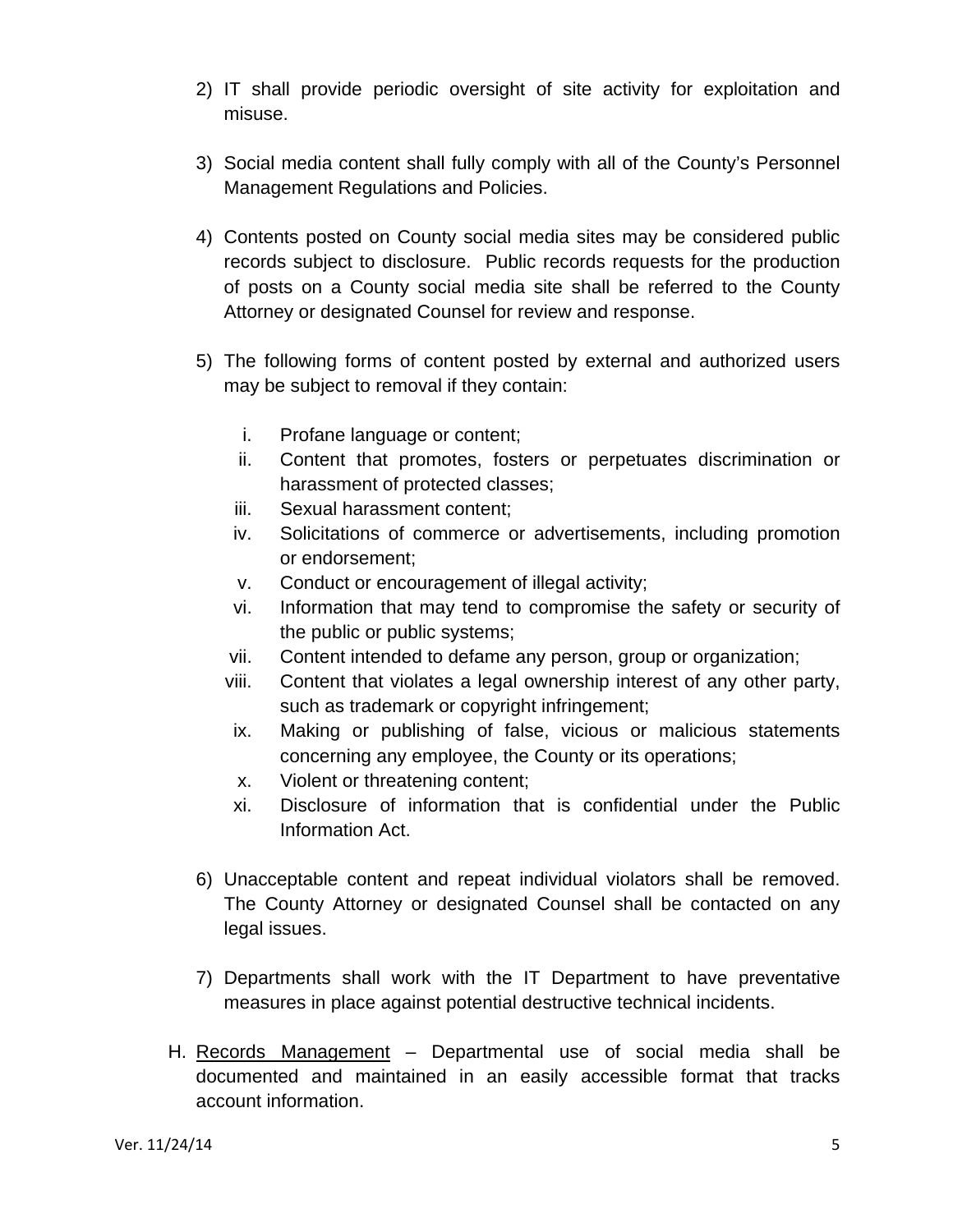2) IT shall provide periodic oversight of site activity for exploitation and misuse.

3) Social media content shall fully comply with all of the County's Personnel Management Regulations and Policies.

4) Contents posted on County social media sites may be considered public records subject to disclosure. Public records requests for the production of posts on a County social media site shall be referred to the County Attorney or designated Counsel for review and response.

5) The following forms of content posted by external and authorized users may be subject to removal if they contain:

   i. Profane language or content;
   ii. Content that promotes, fosters or perpetuates discrimination or harassment of protected classes;
   iii. Sexual harassment content;
   iv. Solicitations of commerce or advertisements, including promotion or endorsement;
   v. Conduct or encouragement of illegal activity;
   vi. Information that may tend to compromise the safety or security of the public or public systems;
   vii. Content intended to defame any person, group or organization;
   viii. Content that violates a legal ownership interest of any other party, such as trademark or copyright infringement;
   ix. Making or publishing of false, vicious or malicious statements concerning any employee, the County or its operations;
   x. Violent or threatening content;
   xi. Disclosure of information that is confidential under the Public Information Act.

6) Unacceptable content and repeat individual violators shall be removed. The County Attorney or designated Counsel shall be contacted on any legal issues.

7) Departments shall work with the IT Department to have preventative measures in place against potential destructive technical incidents.

H. Records Management – Departmental use of social media shall be documented and maintained in an easily accessible format that tracks account information.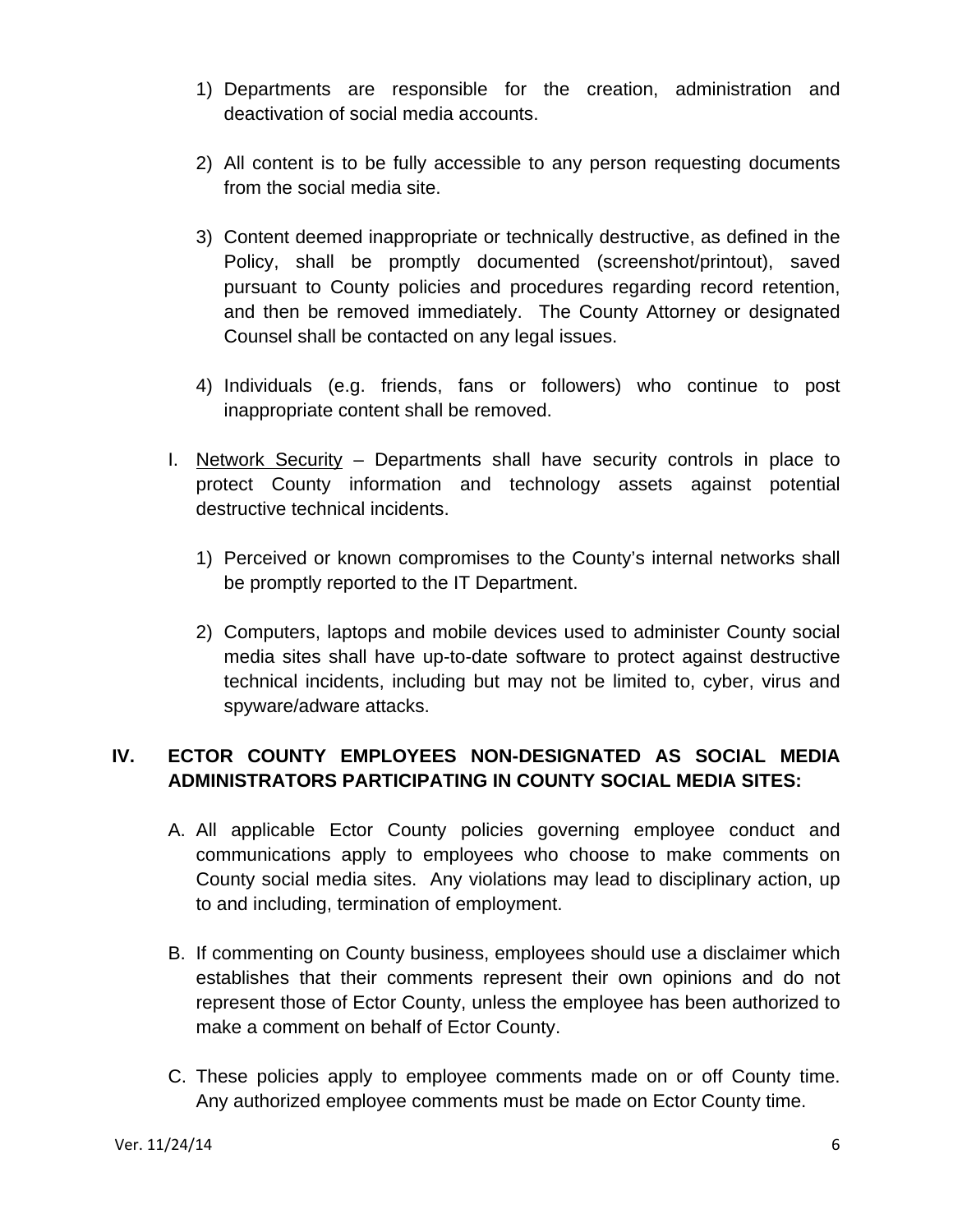1) Departments are responsible for the creation, administration and deactivation of social media accounts.

2) All content is to be fully accessible to any person requesting documents from the social media site.

3) Content deemed inappropriate or technically destructive, as defined in the Policy, shall be promptly documented (screenshot/printout), saved pursuant to County policies and procedures regarding record retention, and then be removed immediately. The County Attorney or designated Counsel shall be contacted on any legal issues.

4) Individuals (e.g. friends, fans or followers) who continue to post inappropriate content shall be removed.

I. <u>Network Security</u> – Departments shall have security controls in place to protect County information and technology assets against potential destructive technical incidents.

   1) Perceived or known compromises to the County's internal networks shall be promptly reported to the IT Department.

   2) Computers, laptops and mobile devices used to administer County social media sites shall have up-to-date software to protect against destructive technical incidents, including but may not be limited to, cyber, virus and spyware/adware attacks.

## IV. ECTOR COUNTY EMPLOYEES NON-DESIGNATED AS SOCIAL MEDIA ADMINISTRATORS PARTICIPATING IN COUNTY SOCIAL MEDIA SITES:

A. All applicable Ector County policies governing employee conduct and communications apply to employees who choose to make comments on County social media sites. Any violations may lead to disciplinary action, up to and including, termination of employment.

B. If commenting on County business, employees should use a disclaimer which establishes that their comments represent their own opinions and do not represent those of Ector County, unless the employee has been authorized to make a comment on behalf of Ector County.

C. These policies apply to employee comments made on or off County time. Any authorized employee comments must be made on Ector County time.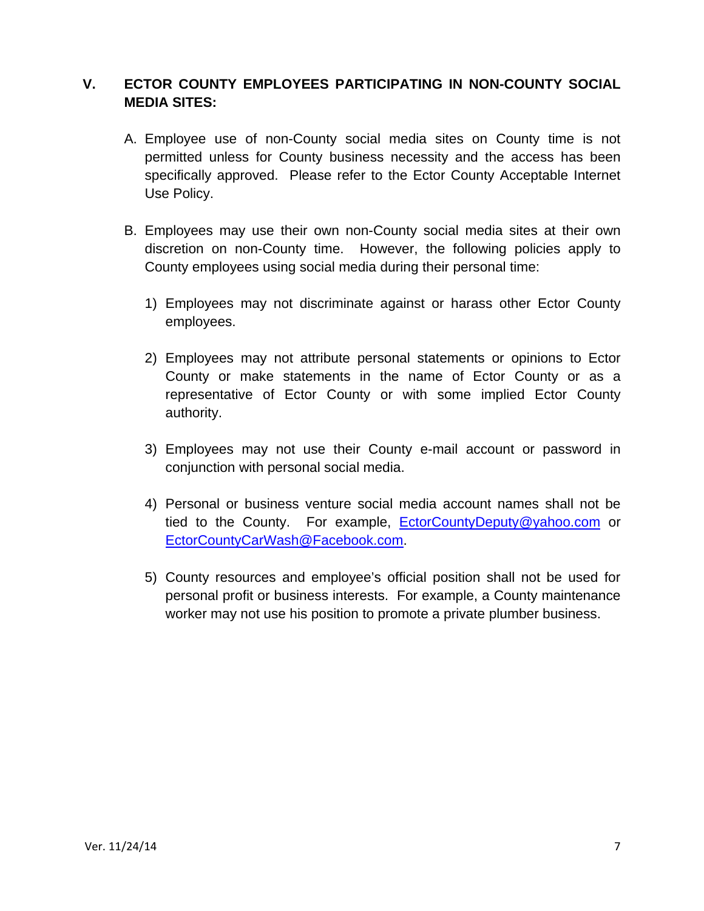## V. ECTOR COUNTY EMPLOYEES PARTICIPATING IN NON-COUNTY SOCIAL MEDIA SITES:

A. Employee use of non-County social media sites on County time is not permitted unless for County business necessity and the access has been specifically approved. Please refer to the Ector County Acceptable Internet Use Policy.

B. Employees may use their own non-County social media sites at their own discretion on non-County time. However, the following policies apply to County employees using social media during their personal time:

   1) Employees may not discriminate against or harass other Ector County employees.

   2) Employees may not attribute personal statements or opinions to Ector County or make statements in the name of Ector County or as a representative of Ector County or with some implied Ector County authority.

   3) Employees may not use their County e-mail account or password in conjunction with personal social media.

   4) Personal or business venture social media account names shall not be tied to the County. For example, EctorCountyDeputy@yahoo.com or EctorCountyCarWash@Facebook.com.

   5) County resources and employee's official position shall not be used for personal profit or business interests. For example, a County maintenance worker may not use his position to promote a private plumber business.